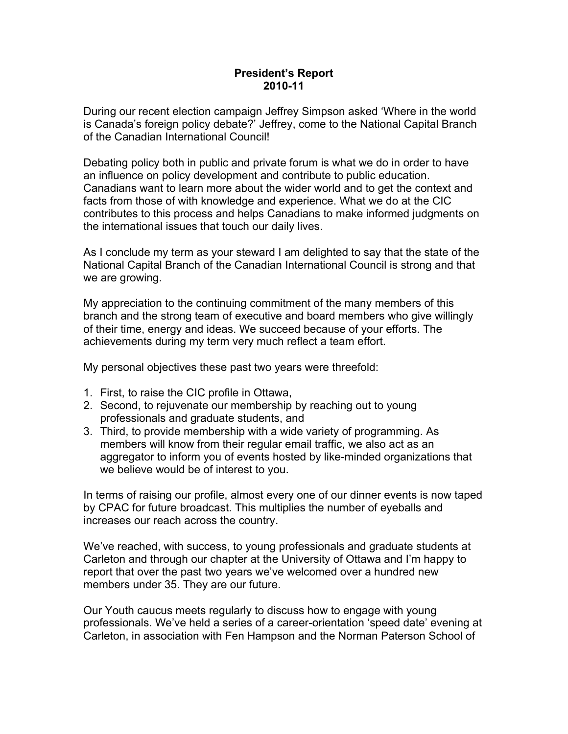**President's Report**
**2010-11**

During our recent election campaign Jeffrey Simpson asked 'Where in the world is Canada's foreign policy debate?' Jeffrey, come to the National Capital Branch of the Canadian International Council!

Debating policy both in public and private forum is what we do in order to have an influence on policy development and contribute to public education. Canadians want to learn more about the wider world and to get the context and facts from those of with knowledge and experience. What we do at the CIC contributes to this process and helps Canadians to make informed judgments on the international issues that touch our daily lives.

As I conclude my term as your steward I am delighted to say that the state of the National Capital Branch of the Canadian International Council is strong and that we are growing.

My appreciation to the continuing commitment of the many members of this branch and the strong team of executive and board members who give willingly of their time, energy and ideas. We succeed because of your efforts. The achievements during my term very much reflect a team effort.

My personal objectives these past two years were threefold:

1. First, to raise the CIC profile in Ottawa,
2. Second, to rejuvenate our membership by reaching out to young professionals and graduate students, and
3. Third, to provide membership with a wide variety of programming. As members will know from their regular email traffic, we also act as an aggregator to inform you of events hosted by like-minded organizations that we believe would be of interest to you.

In terms of raising our profile, almost every one of our dinner events is now taped by CPAC for future broadcast. This multiplies the number of eyeballs and increases our reach across the country.

We've reached, with success, to young professionals and graduate students at Carleton and through our chapter at the University of Ottawa and I'm happy to report that over the past two years we've welcomed over a hundred new members under 35. They are our future.

Our Youth caucus meets regularly to discuss how to engage with young professionals. We've held a series of a career-orientation 'speed date' evening at Carleton, in association with Fen Hampson and the Norman Paterson School of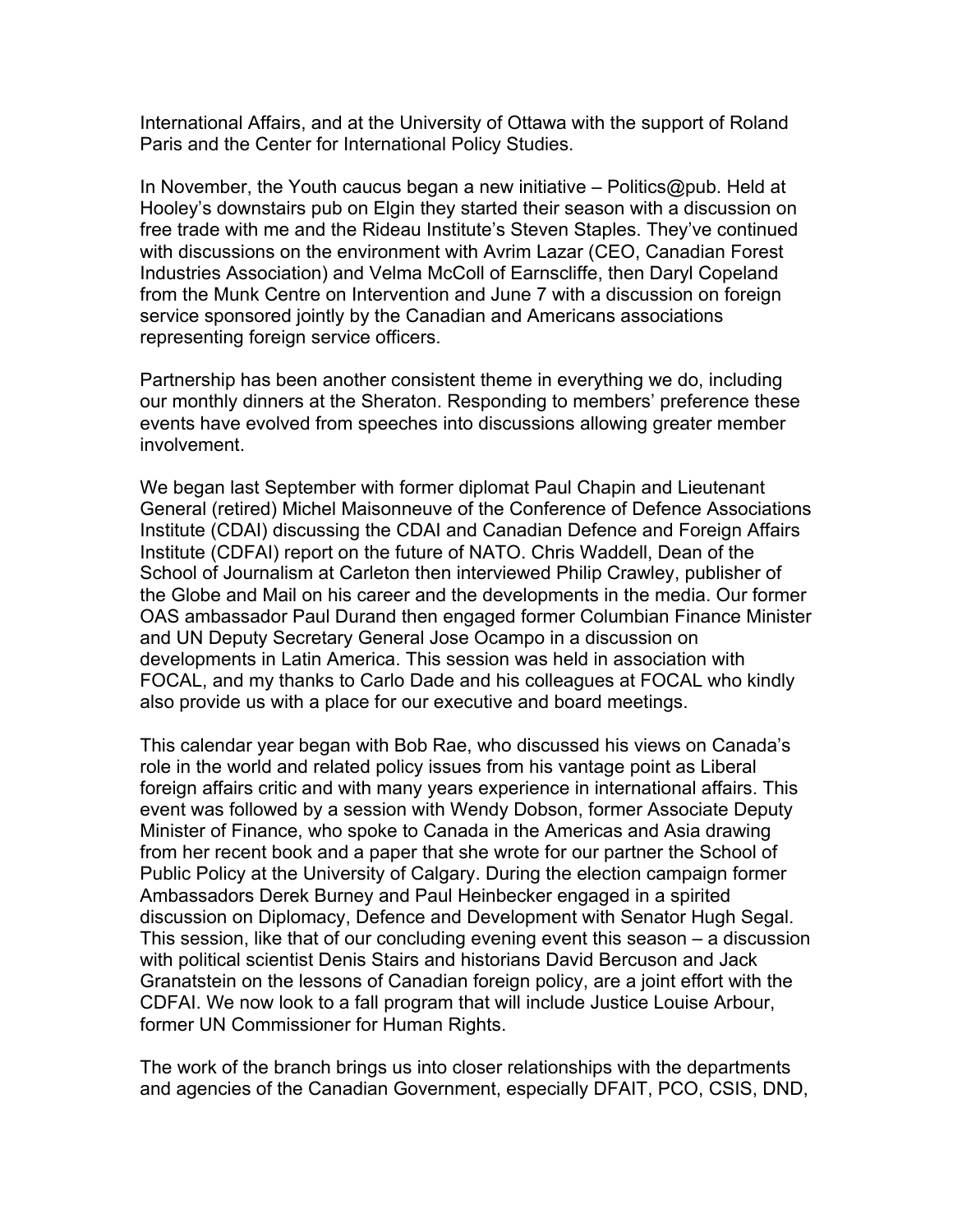International Affairs, and at the University of Ottawa with the support of Roland Paris and the Center for International Policy Studies.

In November, the Youth caucus began a new initiative – Politics@pub. Held at Hooley's downstairs pub on Elgin they started their season with a discussion on free trade with me and the Rideau Institute's Steven Staples. They've continued with discussions on the environment with Avrim Lazar (CEO, Canadian Forest Industries Association) and Velma McColl of Earnscliffe, then Daryl Copeland from the Munk Centre on Intervention and June 7 with a discussion on foreign service sponsored jointly by the Canadian and Americans associations representing foreign service officers.

Partnership has been another consistent theme in everything we do, including our monthly dinners at the Sheraton. Responding to members' preference these events have evolved from speeches into discussions allowing greater member involvement.

We began last September with former diplomat Paul Chapin and Lieutenant General (retired) Michel Maisonneuve of the Conference of Defence Associations Institute (CDAI) discussing the CDAI and Canadian Defence and Foreign Affairs Institute (CDFAI) report on the future of NATO. Chris Waddell, Dean of the School of Journalism at Carleton then interviewed Philip Crawley, publisher of the Globe and Mail on his career and the developments in the media. Our former OAS ambassador Paul Durand then engaged former Columbian Finance Minister and UN Deputy Secretary General Jose Ocampo in a discussion on developments in Latin America. This session was held in association with FOCAL, and my thanks to Carlo Dade and his colleagues at FOCAL who kindly also provide us with a place for our executive and board meetings.

This calendar year began with Bob Rae, who discussed his views on Canada's role in the world and related policy issues from his vantage point as Liberal foreign affairs critic and with many years experience in international affairs. This event was followed by a session with Wendy Dobson, former Associate Deputy Minister of Finance, who spoke to Canada in the Americas and Asia drawing from her recent book and a paper that she wrote for our partner the School of Public Policy at the University of Calgary. During the election campaign former Ambassadors Derek Burney and Paul Heinbecker engaged in a spirited discussion on Diplomacy, Defence and Development with Senator Hugh Segal. This session, like that of our concluding evening event this season – a discussion with political scientist Denis Stairs and historians David Bercuson and Jack Granatstein on the lessons of Canadian foreign policy, are a joint effort with the CDFAI. We now look to a fall program that will include Justice Louise Arbour, former UN Commissioner for Human Rights.

The work of the branch brings us into closer relationships with the departments and agencies of the Canadian Government, especially DFAIT, PCO, CSIS, DND,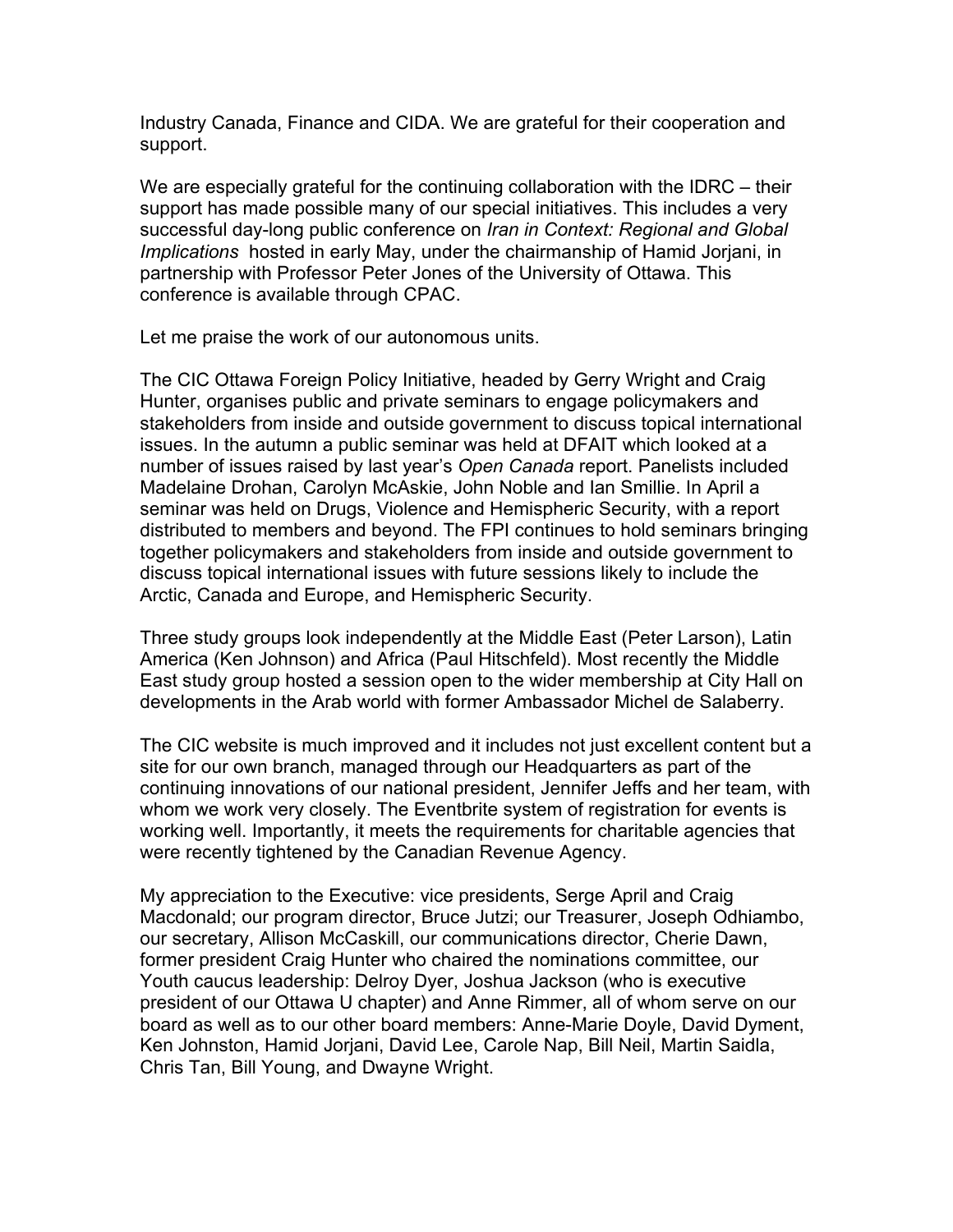Industry Canada, Finance and CIDA. We are grateful for their cooperation and support.

We are especially grateful for the continuing collaboration with the IDRC – their support has made possible many of our special initiatives. This includes a very successful day-long public conference on *Iran in Context: Regional and Global Implications* hosted in early May, under the chairmanship of Hamid Jorjani, in partnership with Professor Peter Jones of the University of Ottawa. This conference is available through CPAC.

Let me praise the work of our autonomous units.

The CIC Ottawa Foreign Policy Initiative, headed by Gerry Wright and Craig Hunter, organises public and private seminars to engage policymakers and stakeholders from inside and outside government to discuss topical international issues. In the autumn a public seminar was held at DFAIT which looked at a number of issues raised by last year's *Open Canada* report. Panelists included Madelaine Drohan, Carolyn McAskie, John Noble and Ian Smillie. In April a seminar was held on Drugs, Violence and Hemispheric Security, with a report distributed to members and beyond. The FPI continues to hold seminars bringing together policymakers and stakeholders from inside and outside government to discuss topical international issues with future sessions likely to include the Arctic, Canada and Europe, and Hemispheric Security.

Three study groups look independently at the Middle East (Peter Larson), Latin America (Ken Johnson) and Africa (Paul Hitschfeld). Most recently the Middle East study group hosted a session open to the wider membership at City Hall on developments in the Arab world with former Ambassador Michel de Salaberry.

The CIC website is much improved and it includes not just excellent content but a site for our own branch, managed through our Headquarters as part of the continuing innovations of our national president, Jennifer Jeffs and her team, with whom we work very closely. The Eventbrite system of registration for events is working well. Importantly, it meets the requirements for charitable agencies that were recently tightened by the Canadian Revenue Agency.

My appreciation to the Executive: vice presidents, Serge April and Craig Macdonald; our program director, Bruce Jutzi; our Treasurer, Joseph Odhiambo, our secretary, Allison McCaskill, our communications director, Cherie Dawn, former president Craig Hunter who chaired the nominations committee, our Youth caucus leadership: Delroy Dyer, Joshua Jackson (who is executive president of our Ottawa U chapter) and Anne Rimmer, all of whom serve on our board as well as to our other board members: Anne-Marie Doyle, David Dyment, Ken Johnston, Hamid Jorjani, David Lee, Carole Nap, Bill Neil, Martin Saidla, Chris Tan, Bill Young, and Dwayne Wright.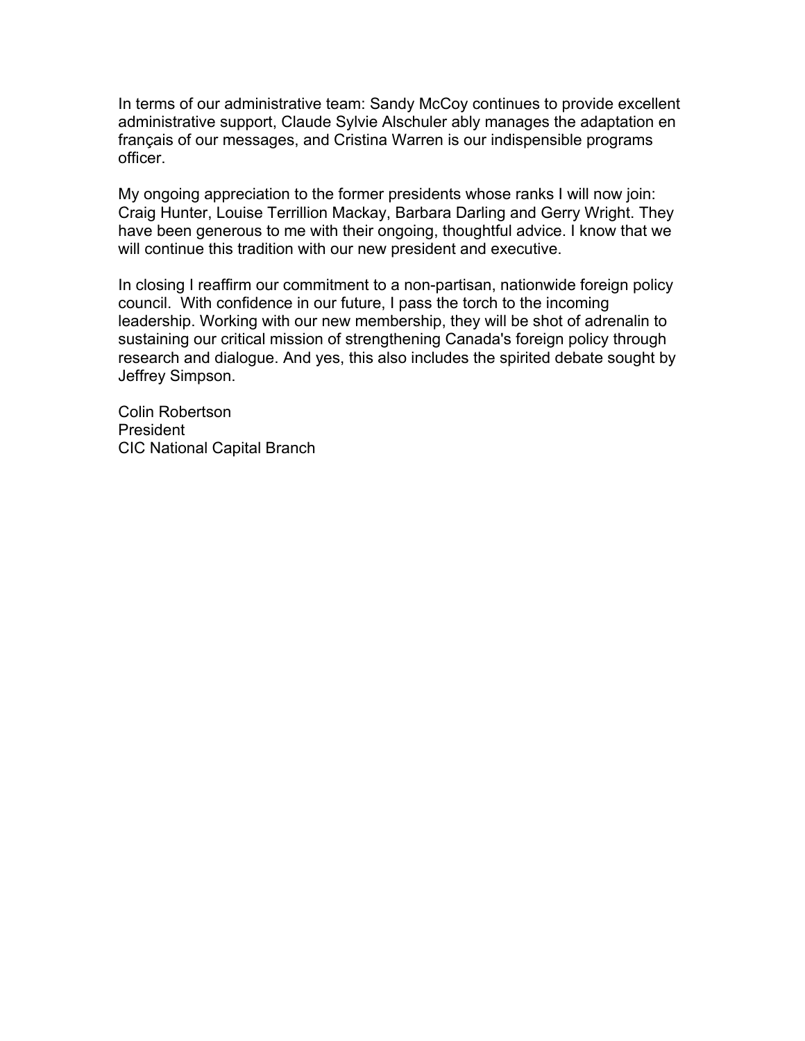In terms of our administrative team: Sandy McCoy continues to provide excellent administrative support, Claude Sylvie Alschuler ably manages the adaptation en français of our messages, and Cristina Warren is our indispensible programs officer.

My ongoing appreciation to the former presidents whose ranks I will now join: Craig Hunter, Louise Terrillion Mackay, Barbara Darling and Gerry Wright. They have been generous to me with their ongoing, thoughtful advice. I know that we will continue this tradition with our new president and executive.

In closing I reaffirm our commitment to a non-partisan, nationwide foreign policy council. With confidence in our future, I pass the torch to the incoming leadership. Working with our new membership, they will be shot of adrenalin to sustaining our critical mission of strengthening Canada's foreign policy through research and dialogue. And yes, this also includes the spirited debate sought by Jeffrey Simpson.

Colin Robertson  
President  
CIC National Capital Branch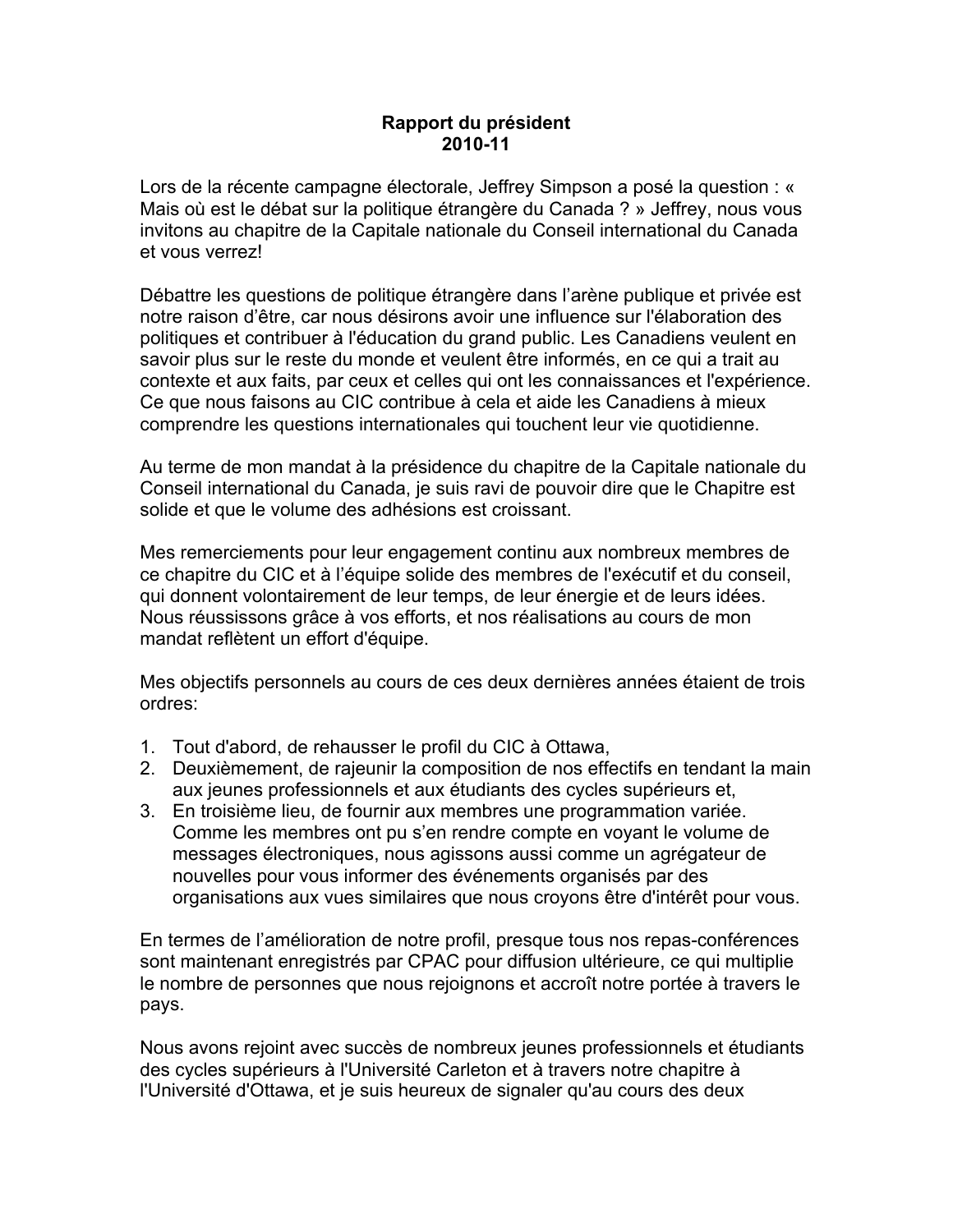**Rapport du président**
**2010-11**

Lors de la récente campagne électorale, Jeffrey Simpson a posé la question : « Mais où est le débat sur la politique étrangère du Canada ? » Jeffrey, nous vous invitons au chapitre de la Capitale nationale du Conseil international du Canada et vous verrez!

Débattre les questions de politique étrangère dans l'arène publique et privée est notre raison d'être, car nous désirons avoir une influence sur l'élaboration des politiques et contribuer à l'éducation du grand public. Les Canadiens veulent en savoir plus sur le reste du monde et veulent être informés, en ce qui a trait au contexte et aux faits, par ceux et celles qui ont les connaissances et l'expérience. Ce que nous faisons au CIC contribue à cela et aide les Canadiens à mieux comprendre les questions internationales qui touchent leur vie quotidienne.

Au terme de mon mandat à la présidence du chapitre de la Capitale nationale du Conseil international du Canada, je suis ravi de pouvoir dire que le Chapitre est solide et que le volume des adhésions est croissant.

Mes remerciements pour leur engagement continu aux nombreux membres de ce chapitre du CIC et à l'équipe solide des membres de l'exécutif et du conseil, qui donnent volontairement de leur temps, de leur énergie et de leurs idées. Nous réussissons grâce à vos efforts, et nos réalisations au cours de mon mandat reflètent un effort d'équipe.

Mes objectifs personnels au cours de ces deux dernières années étaient de trois ordres:

1. Tout d'abord, de rehausser le profil du CIC à Ottawa,
2. Deuxièmement, de rajeunir la composition de nos effectifs en tendant la main aux jeunes professionnels et aux étudiants des cycles supérieurs et,
3. En troisième lieu, de fournir aux membres une programmation variée. Comme les membres ont pu s'en rendre compte en voyant le volume de messages électroniques, nous agissons aussi comme un agrégateur de nouvelles pour vous informer des événements organisés par des organisations aux vues similaires que nous croyons être d'intérêt pour vous.

En termes de l'amélioration de notre profil, presque tous nos repas-conférences sont maintenant enregistrés par CPAC pour diffusion ultérieure, ce qui multiplie le nombre de personnes que nous rejoignons et accroît notre portée à travers le pays.

Nous avons rejoint avec succès de nombreux jeunes professionnels et étudiants des cycles supérieurs à l'Université Carleton et à travers notre chapitre à l'Université d'Ottawa, et je suis heureux de signaler qu'au cours des deux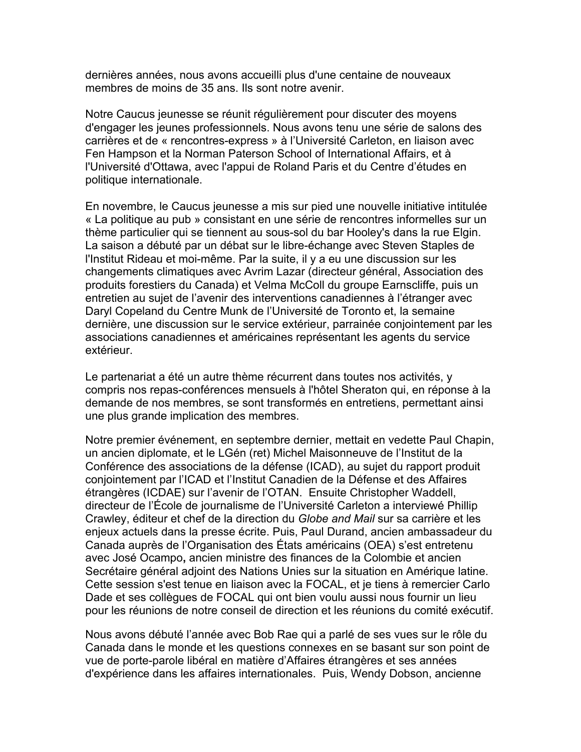dernières années, nous avons accueilli plus d'une centaine de nouveaux membres de moins de 35 ans. Ils sont notre avenir.

Notre Caucus jeunesse se réunit régulièrement pour discuter des moyens d'engager les jeunes professionnels. Nous avons tenu une série de salons des carrières et de « rencontres-express » à l'Université Carleton, en liaison avec Fen Hampson et la Norman Paterson School of International Affairs, et à l'Université d'Ottawa, avec l'appui de Roland Paris et du Centre d'études en politique internationale.

En novembre, le Caucus jeunesse a mis sur pied une nouvelle initiative intitulée « La politique au pub » consistant en une série de rencontres informelles sur un thème particulier qui se tiennent au sous-sol du bar Hooley's dans la rue Elgin. La saison a débuté par un débat sur le libre-échange avec Steven Staples de l'Institut Rideau et moi-même. Par la suite, il y a eu une discussion sur les changements climatiques avec Avrim Lazar (directeur général, Association des produits forestiers du Canada) et Velma McColl du groupe Earnscliffe, puis un entretien au sujet de l'avenir des interventions canadiennes à l'étranger avec Daryl Copeland du Centre Munk de l'Université de Toronto et, la semaine dernière, une discussion sur le service extérieur, parrainée conjointement par les associations canadiennes et américaines représentant les agents du service extérieur.

Le partenariat a été un autre thème récurrent dans toutes nos activités, y compris nos repas-conférences mensuels à l'hôtel Sheraton qui, en réponse à la demande de nos membres, se sont transformés en entretiens, permettant ainsi une plus grande implication des membres.

Notre premier événement, en septembre dernier, mettait en vedette Paul Chapin, un ancien diplomate, et le LGén (ret) Michel Maisonneuve de l'Institut de la Conférence des associations de la défense (ICAD), au sujet du rapport produit conjointement par l'ICAD et l'Institut Canadien de la Défense et des Affaires étrangères (ICDAE) sur l'avenir de l'OTAN. Ensuite Christopher Waddell, directeur de l'École de journalisme de l'Université Carleton a interviewé Phillip Crawley, éditeur et chef de la direction du *Globe and Mail* sur sa carrière et les enjeux actuels dans la presse écrite. Puis, Paul Durand, ancien ambassadeur du Canada auprès de l'Organisation des États américains (OEA) s'est entretenu avec José Ocampo**,** ancien ministre des finances de la Colombie et ancien Secrétaire général adjoint des Nations Unies sur la situation en Amérique latine. Cette session s'est tenue en liaison avec la FOCAL, et je tiens à remercier Carlo Dade et ses collègues de FOCAL qui ont bien voulu aussi nous fournir un lieu pour les réunions de notre conseil de direction et les réunions du comité exécutif.

Nous avons débuté l'année avec Bob Rae qui a parlé de ses vues sur le rôle du Canada dans le monde et les questions connexes en se basant sur son point de vue de porte-parole libéral en matière d'Affaires étrangères et ses années d'expérience dans les affaires internationales. Puis, Wendy Dobson, ancienne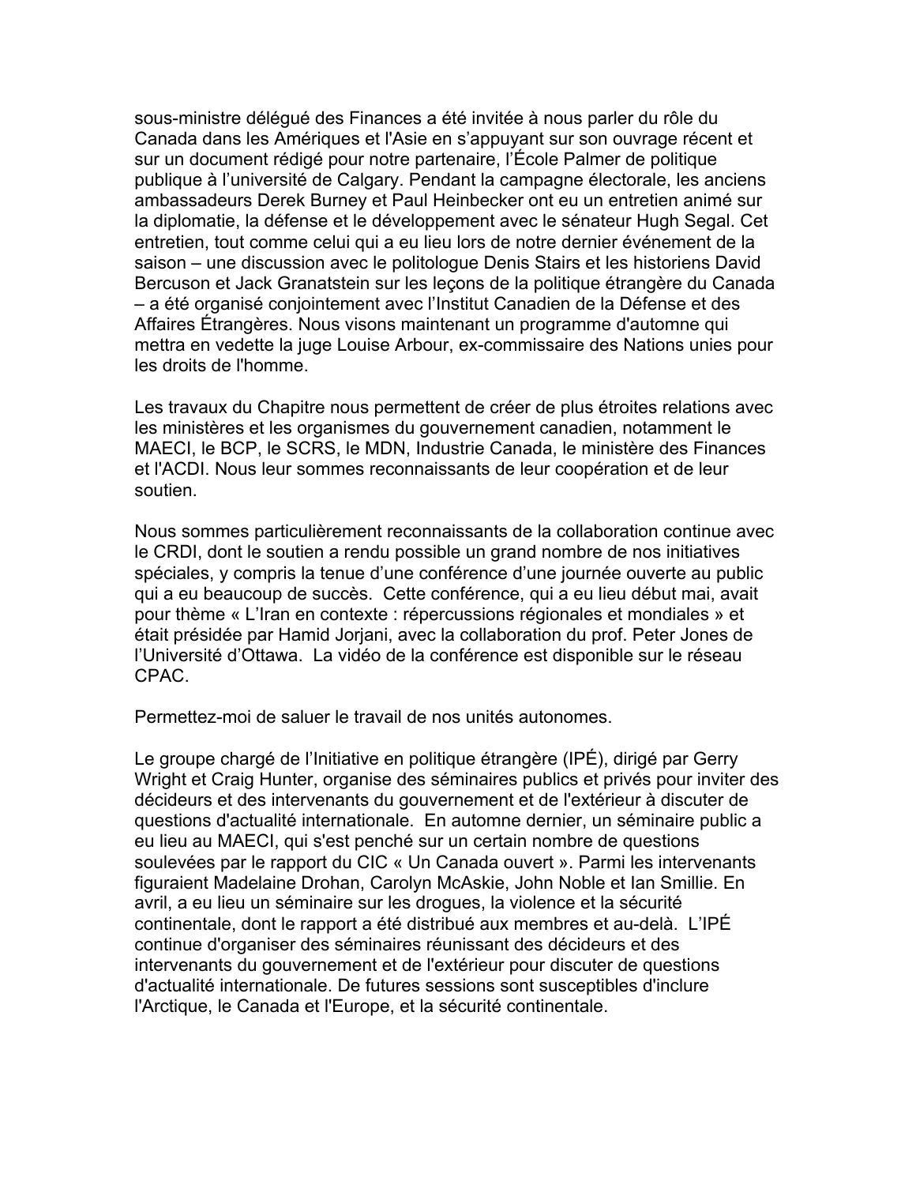sous-ministre délégué des Finances a été invitée à nous parler du rôle du Canada dans les Amériques et l'Asie en s'appuyant sur son ouvrage récent et sur un document rédigé pour notre partenaire, l'École Palmer de politique publique à l'université de Calgary. Pendant la campagne électorale, les anciens ambassadeurs Derek Burney et Paul Heinbecker ont eu un entretien animé sur la diplomatie, la défense et le développement avec le sénateur Hugh Segal. Cet entretien, tout comme celui qui a eu lieu lors de notre dernier événement de la saison – une discussion avec le politologue Denis Stairs et les historiens David Bercuson et Jack Granatstein sur les leçons de la politique étrangère du Canada – a été organisé conjointement avec l'Institut Canadien de la Défense et des Affaires Étrangères. Nous visons maintenant un programme d'automne qui mettra en vedette la juge Louise Arbour, ex-commissaire des Nations unies pour les droits de l'homme.

Les travaux du Chapitre nous permettent de créer de plus étroites relations avec les ministères et les organismes du gouvernement canadien, notamment le MAECI, le BCP, le SCRS, le MDN, Industrie Canada, le ministère des Finances et l'ACDI. Nous leur sommes reconnaissants de leur coopération et de leur soutien.

Nous sommes particulièrement reconnaissants de la collaboration continue avec le CRDI, dont le soutien a rendu possible un grand nombre de nos initiatives spéciales, y compris la tenue d'une conférence d'une journée ouverte au public qui a eu beaucoup de succès. Cette conférence, qui a eu lieu début mai, avait pour thème « L'Iran en contexte : répercussions régionales et mondiales » et était présidée par Hamid Jorjani, avec la collaboration du prof. Peter Jones de l'Université d'Ottawa. La vidéo de la conférence est disponible sur le réseau CPAC.

Permettez-moi de saluer le travail de nos unités autonomes.

Le groupe chargé de l'Initiative en politique étrangère (IPÉ), dirigé par Gerry Wright et Craig Hunter, organise des séminaires publics et privés pour inviter des décideurs et des intervenants du gouvernement et de l'extérieur à discuter de questions d'actualité internationale. En automne dernier, un séminaire public a eu lieu au MAECI, qui s'est penché sur un certain nombre de questions soulevées par le rapport du CIC « Un Canada ouvert ». Parmi les intervenants figuraient Madelaine Drohan, Carolyn McAskie, John Noble et Ian Smillie. En avril, a eu lieu un séminaire sur les drogues, la violence et la sécurité continentale, dont le rapport a été distribué aux membres et au-delà. L'IPÉ continue d'organiser des séminaires réunissant des décideurs et des intervenants du gouvernement et de l'extérieur pour discuter de questions d'actualité internationale. De futures sessions sont susceptibles d'inclure l'Arctique, le Canada et l'Europe, et la sécurité continentale.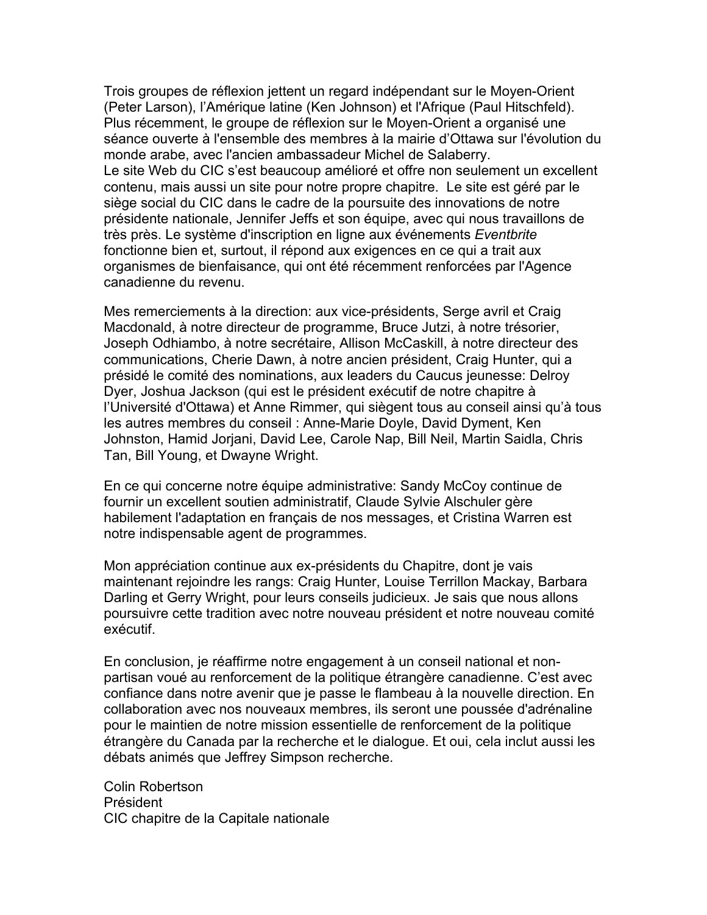Trois groupes de réflexion jettent un regard indépendant sur le Moyen-Orient (Peter Larson), l'Amérique latine (Ken Johnson) et l'Afrique (Paul Hitschfeld). Plus récemment, le groupe de réflexion sur le Moyen-Orient a organisé une séance ouverte à l'ensemble des membres à la mairie d'Ottawa sur l'évolution du monde arabe, avec l'ancien ambassadeur Michel de Salaberry.
Le site Web du CIC s'est beaucoup amélioré et offre non seulement un excellent contenu, mais aussi un site pour notre propre chapitre. Le site est géré par le siège social du CIC dans le cadre de la poursuite des innovations de notre présidente nationale, Jennifer Jeffs et son équipe, avec qui nous travaillons de très près. Le système d'inscription en ligne aux événements *Eventbrite* fonctionne bien et, surtout, il répond aux exigences en ce qui a trait aux organismes de bienfaisance, qui ont été récemment renforcées par l'Agence canadienne du revenu.

Mes remerciements à la direction: aux vice-présidents, Serge avril et Craig Macdonald, à notre directeur de programme, Bruce Jutzi, à notre trésorier, Joseph Odhiambo, à notre secrétaire, Allison McCaskill, à notre directeur des communications, Cherie Dawn, à notre ancien président, Craig Hunter, qui a présidé le comité des nominations, aux leaders du Caucus jeunesse: Delroy Dyer, Joshua Jackson (qui est le président exécutif de notre chapitre à l'Université d'Ottawa) et Anne Rimmer, qui siègent tous au conseil ainsi qu'à tous les autres membres du conseil : Anne-Marie Doyle, David Dyment, Ken Johnston, Hamid Jorjani, David Lee, Carole Nap, Bill Neil, Martin Saidla, Chris Tan, Bill Young, et Dwayne Wright.

En ce qui concerne notre équipe administrative: Sandy McCoy continue de fournir un excellent soutien administratif, Claude Sylvie Alschuler gère habilement l'adaptation en français de nos messages, et Cristina Warren est notre indispensable agent de programmes.

Mon appréciation continue aux ex-présidents du Chapitre, dont je vais maintenant rejoindre les rangs: Craig Hunter, Louise Terrillon Mackay, Barbara Darling et Gerry Wright, pour leurs conseils judicieux. Je sais que nous allons poursuivre cette tradition avec notre nouveau président et notre nouveau comité exécutif.

En conclusion, je réaffirme notre engagement à un conseil national et non-partisan voué au renforcement de la politique étrangère canadienne. C'est avec confiance dans notre avenir que je passe le flambeau à la nouvelle direction. En collaboration avec nos nouveaux membres, ils seront une poussée d'adrénaline pour le maintien de notre mission essentielle de renforcement de la politique étrangère du Canada par la recherche et le dialogue. Et oui, cela inclut aussi les débats animés que Jeffrey Simpson recherche.

Colin Robertson
Président
CIC chapitre de la Capitale nationale